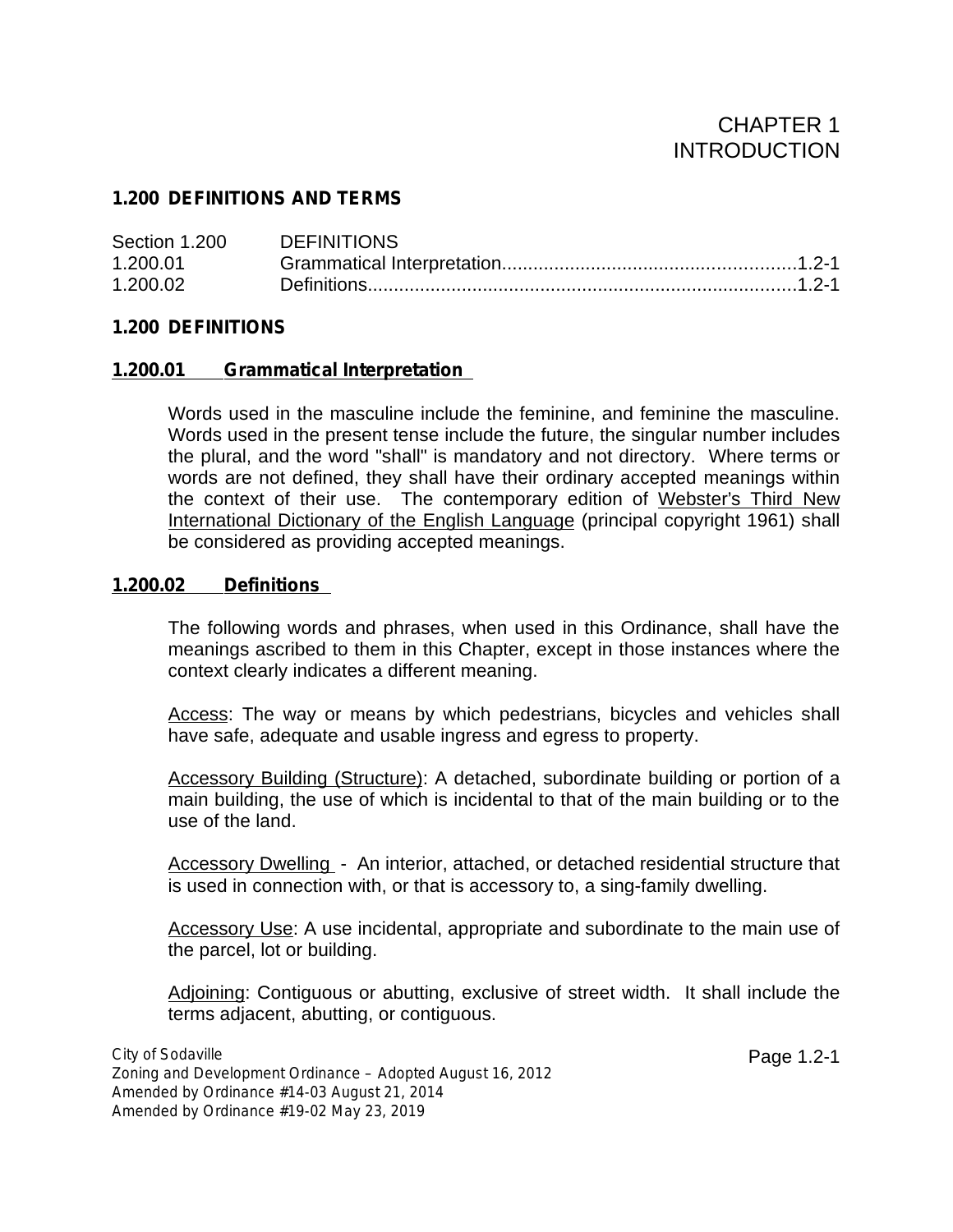# CHAPTER 1
# INTRODUCTION

## 1.200 DEFINITIONS AND TERMS

| Section 1.200 | DEFINITIONS | |
|---|---|---|
| 1.200.01 | Grammatical Interpretation | 1.2-1 |
| 1.200.02 | Definitions | 1.2-1 |

## 1.200 DEFINITIONS

### 1.200.01 Grammatical Interpretation

Words used in the masculine include the feminine, and feminine the masculine. Words used in the present tense include the future, the singular number includes the plural, and the word "shall" is mandatory and not directory. Where terms or words are not defined, they shall have their ordinary accepted meanings within the context of their use. The contemporary edition of Webster's Third New International Dictionary of the English Language (principal copyright 1961) shall be considered as providing accepted meanings.

### 1.200.02 Definitions

The following words and phrases, when used in this Ordinance, shall have the meanings ascribed to them in this Chapter, except in those instances where the context clearly indicates a different meaning.

Access: The way or means by which pedestrians, bicycles and vehicles shall have safe, adequate and usable ingress and egress to property.

Accessory Building (Structure): A detached, subordinate building or portion of a main building, the use of which is incidental to that of the main building or to the use of the land.

Accessory Dwelling - An interior, attached, or detached residential structure that is used in connection with, or that is accessory to, a sing-family dwelling.

Accessory Use: A use incidental, appropriate and subordinate to the main use of the parcel, lot or building.

Adjoining: Contiguous or abutting, exclusive of street width. It shall include the terms adjacent, abutting, or contiguous.

City of Sodaville
Zoning and Development Ordinance – Adopted August 16, 2012
Amended by Ordinance #14-03 August 21, 2014
Amended by Ordinance #19-02 May 23, 2019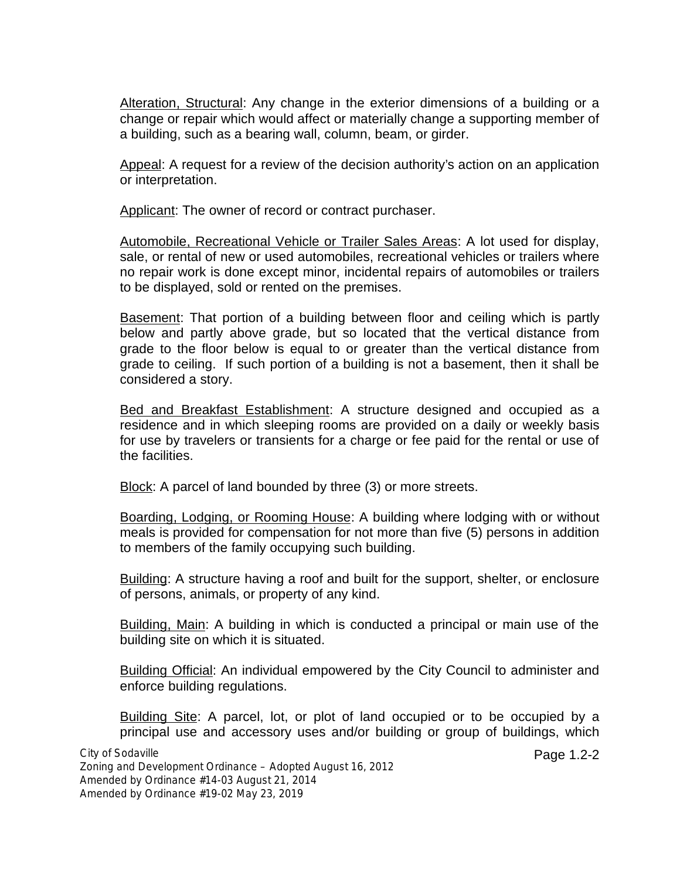<u>Alteration, Structural</u>: Any change in the exterior dimensions of a building or a change or repair which would affect or materially change a supporting member of a building, such as a bearing wall, column, beam, or girder.

<u>Appeal</u>: A request for a review of the decision authority's action on an application or interpretation.

<u>Applicant</u>: The owner of record or contract purchaser.

<u>Automobile, Recreational Vehicle or Trailer Sales Areas</u>: A lot used for display, sale, or rental of new or used automobiles, recreational vehicles or trailers where no repair work is done except minor, incidental repairs of automobiles or trailers to be displayed, sold or rented on the premises.

<u>Basement</u>: That portion of a building between floor and ceiling which is partly below and partly above grade, but so located that the vertical distance from grade to the floor below is equal to or greater than the vertical distance from grade to ceiling. If such portion of a building is not a basement, then it shall be considered a story.

<u>Bed and Breakfast Establishment</u>: A structure designed and occupied as a residence and in which sleeping rooms are provided on a daily or weekly basis for use by travelers or transients for a charge or fee paid for the rental or use of the facilities.

<u>Block</u>: A parcel of land bounded by three (3) or more streets.

<u>Boarding, Lodging, or Rooming House</u>: A building where lodging with or without meals is provided for compensation for not more than five (5) persons in addition to members of the family occupying such building.

<u>Building</u>: A structure having a roof and built for the support, shelter, or enclosure of persons, animals, or property of any kind.

<u>Building, Main</u>: A building in which is conducted a principal or main use of the building site on which it is situated.

<u>Building Official</u>: An individual empowered by the City Council to administer and enforce building regulations.

<u>Building Site</u>: A parcel, lot, or plot of land occupied or to be occupied by a principal use and accessory uses and/or building or group of buildings, which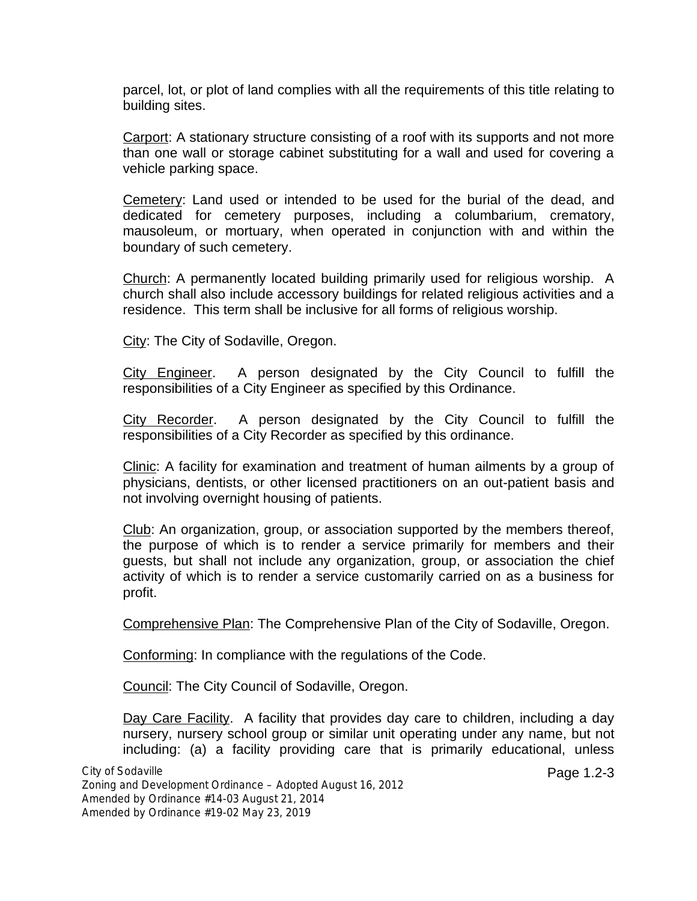parcel, lot, or plot of land complies with all the requirements of this title relating to building sites.

Carport: A stationary structure consisting of a roof with its supports and not more than one wall or storage cabinet substituting for a wall and used for covering a vehicle parking space.

Cemetery: Land used or intended to be used for the burial of the dead, and dedicated for cemetery purposes, including a columbarium, crematory, mausoleum, or mortuary, when operated in conjunction with and within the boundary of such cemetery.

Church: A permanently located building primarily used for religious worship. A church shall also include accessory buildings for related religious activities and a residence. This term shall be inclusive for all forms of religious worship.

City: The City of Sodaville, Oregon.

City Engineer. A person designated by the City Council to fulfill the responsibilities of a City Engineer as specified by this Ordinance.

City Recorder. A person designated by the City Council to fulfill the responsibilities of a City Recorder as specified by this ordinance.

Clinic: A facility for examination and treatment of human ailments by a group of physicians, dentists, or other licensed practitioners on an out-patient basis and not involving overnight housing of patients.

Club: An organization, group, or association supported by the members thereof, the purpose of which is to render a service primarily for members and their guests, but shall not include any organization, group, or association the chief activity of which is to render a service customarily carried on as a business for profit.

Comprehensive Plan: The Comprehensive Plan of the City of Sodaville, Oregon.

Conforming: In compliance with the regulations of the Code.

Council: The City Council of Sodaville, Oregon.

Day Care Facility. A facility that provides day care to children, including a day nursery, nursery school group or similar unit operating under any name, but not including: (a) a facility providing care that is primarily educational, unless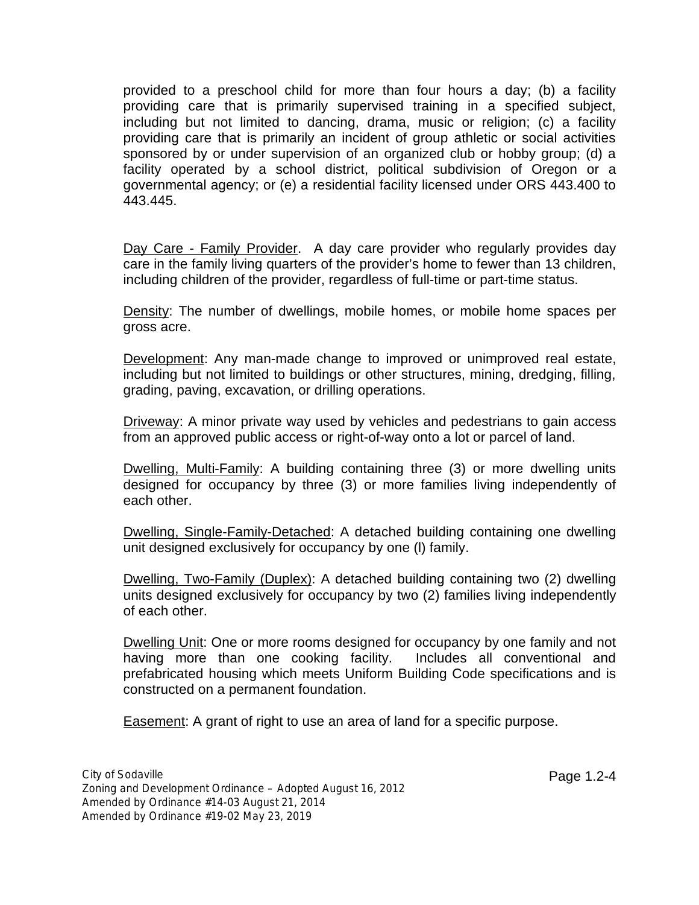provided to a preschool child for more than four hours a day; (b) a facility providing care that is primarily supervised training in a specified subject, including but not limited to dancing, drama, music or religion; (c) a facility providing care that is primarily an incident of group athletic or social activities sponsored by or under supervision of an organized club or hobby group; (d) a facility operated by a school district, political subdivision of Oregon or a governmental agency; or (e) a residential facility licensed under ORS 443.400 to 443.445.

Day Care - Family Provider. A day care provider who regularly provides day care in the family living quarters of the provider's home to fewer than 13 children, including children of the provider, regardless of full-time or part-time status.

Density: The number of dwellings, mobile homes, or mobile home spaces per gross acre.

Development: Any man-made change to improved or unimproved real estate, including but not limited to buildings or other structures, mining, dredging, filling, grading, paving, excavation, or drilling operations.

Driveway: A minor private way used by vehicles and pedestrians to gain access from an approved public access or right-of-way onto a lot or parcel of land.

Dwelling, Multi-Family: A building containing three (3) or more dwelling units designed for occupancy by three (3) or more families living independently of each other.

Dwelling, Single-Family-Detached: A detached building containing one dwelling unit designed exclusively for occupancy by one (l) family.

Dwelling, Two-Family (Duplex): A detached building containing two (2) dwelling units designed exclusively for occupancy by two (2) families living independently of each other.

Dwelling Unit: One or more rooms designed for occupancy by one family and not having more than one cooking facility. Includes all conventional and prefabricated housing which meets Uniform Building Code specifications and is constructed on a permanent foundation.

Easement: A grant of right to use an area of land for a specific purpose.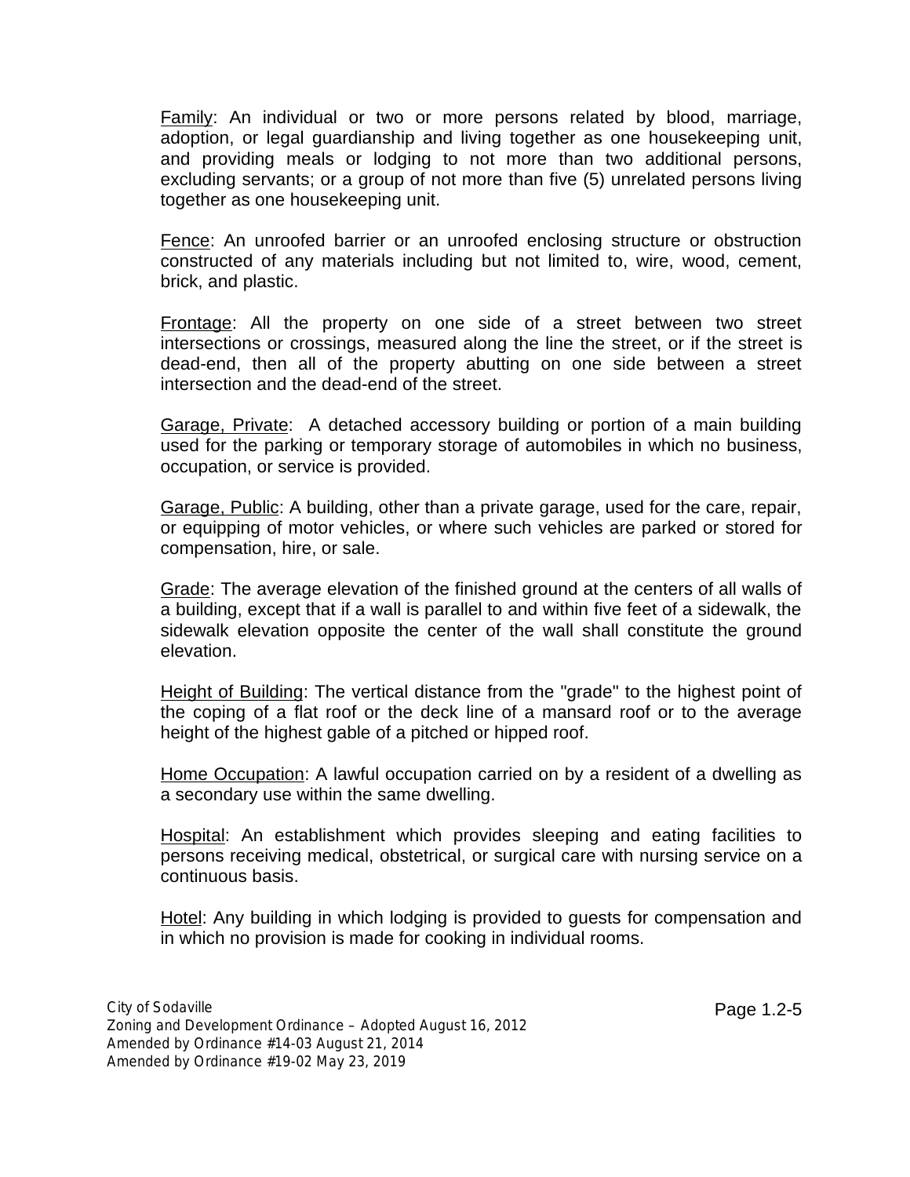Family: An individual or two or more persons related by blood, marriage, adoption, or legal guardianship and living together as one housekeeping unit, and providing meals or lodging to not more than two additional persons, excluding servants; or a group of not more than five (5) unrelated persons living together as one housekeeping unit.

Fence: An unroofed barrier or an unroofed enclosing structure or obstruction constructed of any materials including but not limited to, wire, wood, cement, brick, and plastic.

Frontage: All the property on one side of a street between two street intersections or crossings, measured along the line the street, or if the street is dead-end, then all of the property abutting on one side between a street intersection and the dead-end of the street.

Garage, Private: A detached accessory building or portion of a main building used for the parking or temporary storage of automobiles in which no business, occupation, or service is provided.

Garage, Public: A building, other than a private garage, used for the care, repair, or equipping of motor vehicles, or where such vehicles are parked or stored for compensation, hire, or sale.

Grade: The average elevation of the finished ground at the centers of all walls of a building, except that if a wall is parallel to and within five feet of a sidewalk, the sidewalk elevation opposite the center of the wall shall constitute the ground elevation.

Height of Building: The vertical distance from the "grade" to the highest point of the coping of a flat roof or the deck line of a mansard roof or to the average height of the highest gable of a pitched or hipped roof.

Home Occupation: A lawful occupation carried on by a resident of a dwelling as a secondary use within the same dwelling.

Hospital: An establishment which provides sleeping and eating facilities to persons receiving medical, obstetrical, or surgical care with nursing service on a continuous basis.

Hotel: Any building in which lodging is provided to guests for compensation and in which no provision is made for cooking in individual rooms.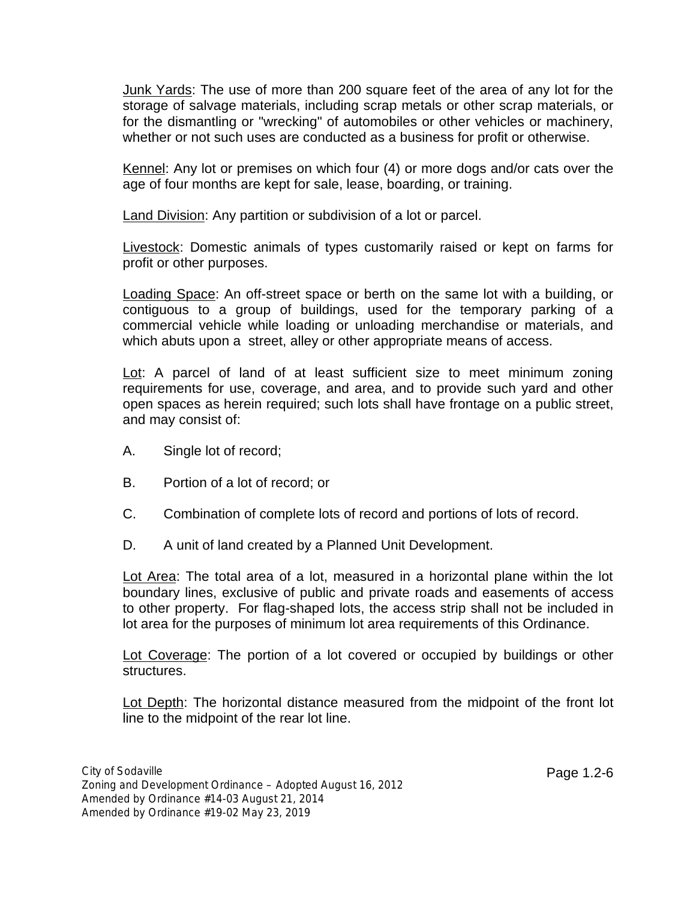Junk Yards: The use of more than 200 square feet of the area of any lot for the storage of salvage materials, including scrap metals or other scrap materials, or for the dismantling or "wrecking" of automobiles or other vehicles or machinery, whether or not such uses are conducted as a business for profit or otherwise.

Kennel: Any lot or premises on which four (4) or more dogs and/or cats over the age of four months are kept for sale, lease, boarding, or training.

Land Division: Any partition or subdivision of a lot or parcel.

Livestock: Domestic animals of types customarily raised or kept on farms for profit or other purposes.

Loading Space: An off-street space or berth on the same lot with a building, or contiguous to a group of buildings, used for the temporary parking of a commercial vehicle while loading or unloading merchandise or materials, and which abuts upon a street, alley or other appropriate means of access.

Lot: A parcel of land of at least sufficient size to meet minimum zoning requirements for use, coverage, and area, and to provide such yard and other open spaces as herein required; such lots shall have frontage on a public street, and may consist of:

A. Single lot of record;

B. Portion of a lot of record; or

C. Combination of complete lots of record and portions of lots of record.

D. A unit of land created by a Planned Unit Development.

Lot Area: The total area of a lot, measured in a horizontal plane within the lot boundary lines, exclusive of public and private roads and easements of access to other property. For flag-shaped lots, the access strip shall not be included in lot area for the purposes of minimum lot area requirements of this Ordinance.

Lot Coverage: The portion of a lot covered or occupied by buildings or other structures.

Lot Depth: The horizontal distance measured from the midpoint of the front lot line to the midpoint of the rear lot line.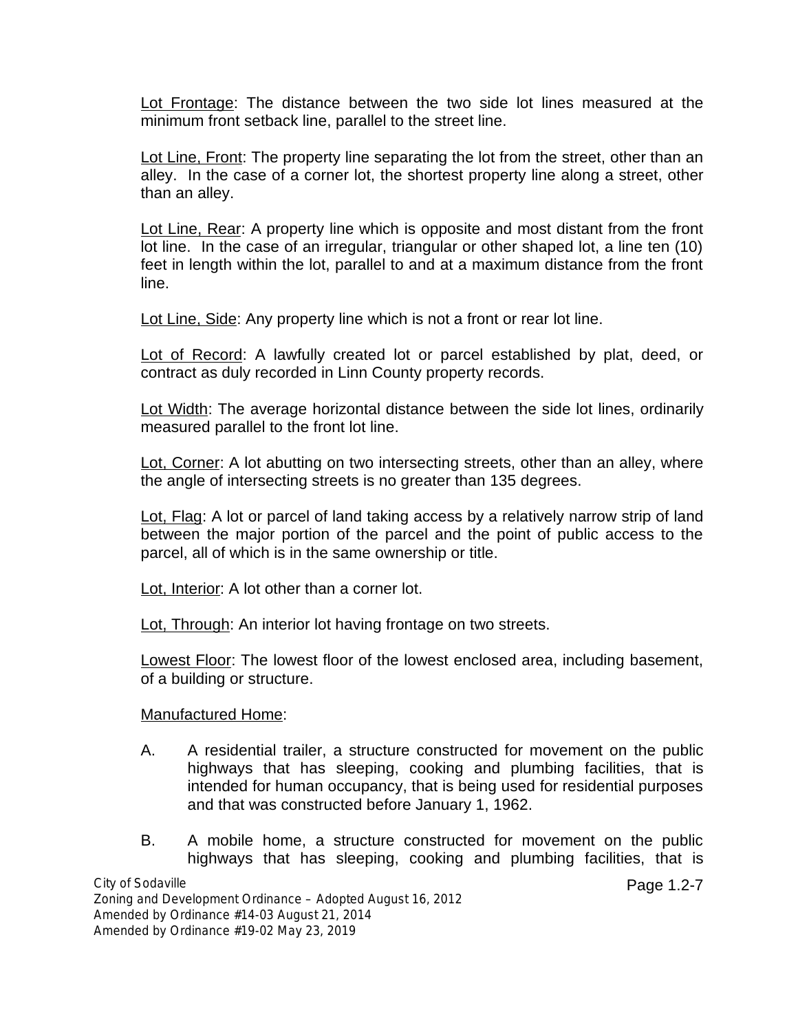<u>Lot Frontage</u>: The distance between the two side lot lines measured at the minimum front setback line, parallel to the street line.

<u>Lot Line, Front</u>: The property line separating the lot from the street, other than an alley. In the case of a corner lot, the shortest property line along a street, other than an alley.

<u>Lot Line, Rear</u>: A property line which is opposite and most distant from the front lot line. In the case of an irregular, triangular or other shaped lot, a line ten (10) feet in length within the lot, parallel to and at a maximum distance from the front line.

<u>Lot Line, Side</u>: Any property line which is not a front or rear lot line.

<u>Lot of Record</u>: A lawfully created lot or parcel established by plat, deed, or contract as duly recorded in Linn County property records.

<u>Lot Width</u>: The average horizontal distance between the side lot lines, ordinarily measured parallel to the front lot line.

<u>Lot, Corner</u>: A lot abutting on two intersecting streets, other than an alley, where the angle of intersecting streets is no greater than 135 degrees.

<u>Lot, Flag</u>: A lot or parcel of land taking access by a relatively narrow strip of land between the major portion of the parcel and the point of public access to the parcel, all of which is in the same ownership or title.

<u>Lot, Interior</u>: A lot other than a corner lot.

<u>Lot, Through</u>: An interior lot having frontage on two streets.

<u>Lowest Floor</u>: The lowest floor of the lowest enclosed area, including basement, of a building or structure.

<u>Manufactured Home</u>:

A. A residential trailer, a structure constructed for movement on the public highways that has sleeping, cooking and plumbing facilities, that is intended for human occupancy, that is being used for residential purposes and that was constructed before January 1, 1962.

B. A mobile home, a structure constructed for movement on the public highways that has sleeping, cooking and plumbing facilities, that is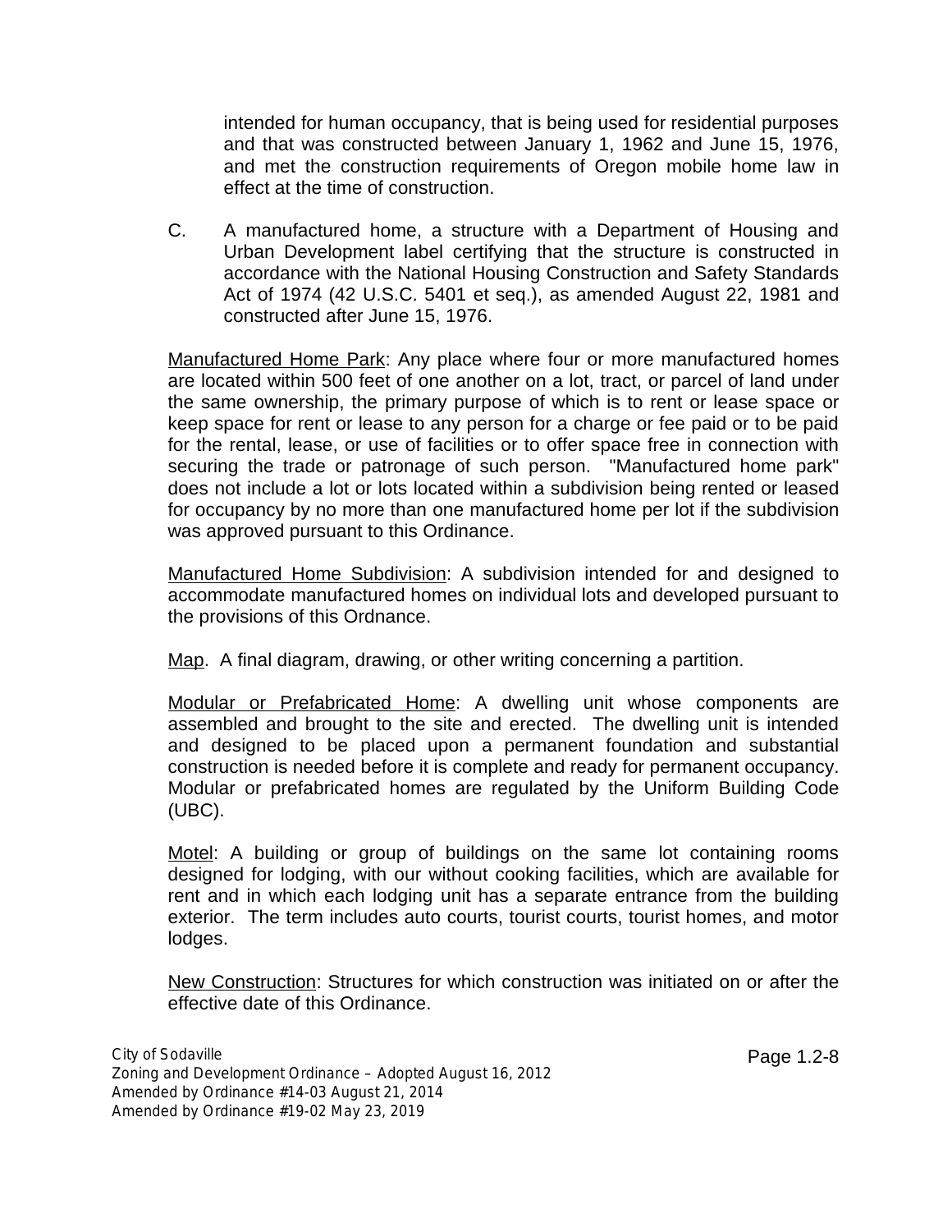intended for human occupancy, that is being used for residential purposes and that was constructed between January 1, 1962 and June 15, 1976, and met the construction requirements of Oregon mobile home law in effect at the time of construction.

C. A manufactured home, a structure with a Department of Housing and Urban Development label certifying that the structure is constructed in accordance with the National Housing Construction and Safety Standards Act of 1974 (42 U.S.C. 5401 et seq.), as amended August 22, 1981 and constructed after June 15, 1976.

Manufactured Home Park: Any place where four or more manufactured homes are located within 500 feet of one another on a lot, tract, or parcel of land under the same ownership, the primary purpose of which is to rent or lease space or keep space for rent or lease to any person for a charge or fee paid or to be paid for the rental, lease, or use of facilities or to offer space free in connection with securing the trade or patronage of such person. "Manufactured home park" does not include a lot or lots located within a subdivision being rented or leased for occupancy by no more than one manufactured home per lot if the subdivision was approved pursuant to this Ordinance.

Manufactured Home Subdivision: A subdivision intended for and designed to accommodate manufactured homes on individual lots and developed pursuant to the provisions of this Ordnance.

Map. A final diagram, drawing, or other writing concerning a partition.

Modular or Prefabricated Home: A dwelling unit whose components are assembled and brought to the site and erected. The dwelling unit is intended and designed to be placed upon a permanent foundation and substantial construction is needed before it is complete and ready for permanent occupancy. Modular or prefabricated homes are regulated by the Uniform Building Code (UBC).

Motel: A building or group of buildings on the same lot containing rooms designed for lodging, with our without cooking facilities, which are available for rent and in which each lodging unit has a separate entrance from the building exterior. The term includes auto courts, tourist courts, tourist homes, and motor lodges.

New Construction: Structures for which construction was initiated on or after the effective date of this Ordinance.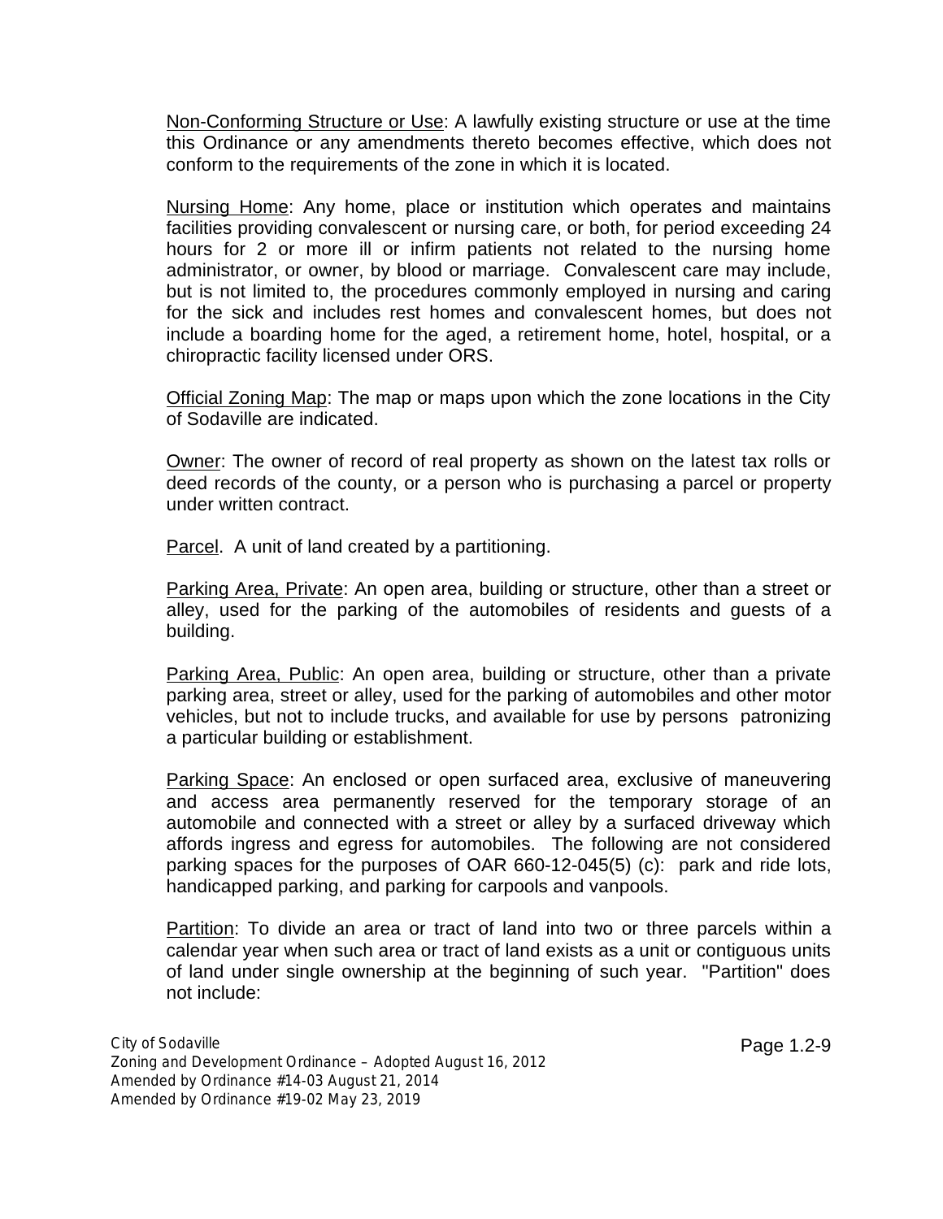Non-Conforming Structure or Use: A lawfully existing structure or use at the time this Ordinance or any amendments thereto becomes effective, which does not conform to the requirements of the zone in which it is located.

Nursing Home: Any home, place or institution which operates and maintains facilities providing convalescent or nursing care, or both, for period exceeding 24 hours for 2 or more ill or infirm patients not related to the nursing home administrator, or owner, by blood or marriage. Convalescent care may include, but is not limited to, the procedures commonly employed in nursing and caring for the sick and includes rest homes and convalescent homes, but does not include a boarding home for the aged, a retirement home, hotel, hospital, or a chiropractic facility licensed under ORS.

Official Zoning Map: The map or maps upon which the zone locations in the City of Sodaville are indicated.

Owner: The owner of record of real property as shown on the latest tax rolls or deed records of the county, or a person who is purchasing a parcel or property under written contract.

Parcel. A unit of land created by a partitioning.

Parking Area, Private: An open area, building or structure, other than a street or alley, used for the parking of the automobiles of residents and guests of a building.

Parking Area, Public: An open area, building or structure, other than a private parking area, street or alley, used for the parking of automobiles and other motor vehicles, but not to include trucks, and available for use by persons patronizing a particular building or establishment.

Parking Space: An enclosed or open surfaced area, exclusive of maneuvering and access area permanently reserved for the temporary storage of an automobile and connected with a street or alley by a surfaced driveway which affords ingress and egress for automobiles. The following are not considered parking spaces for the purposes of OAR 660-12-045(5) (c): park and ride lots, handicapped parking, and parking for carpools and vanpools.

Partition: To divide an area or tract of land into two or three parcels within a calendar year when such area or tract of land exists as a unit or contiguous units of land under single ownership at the beginning of such year. "Partition" does not include: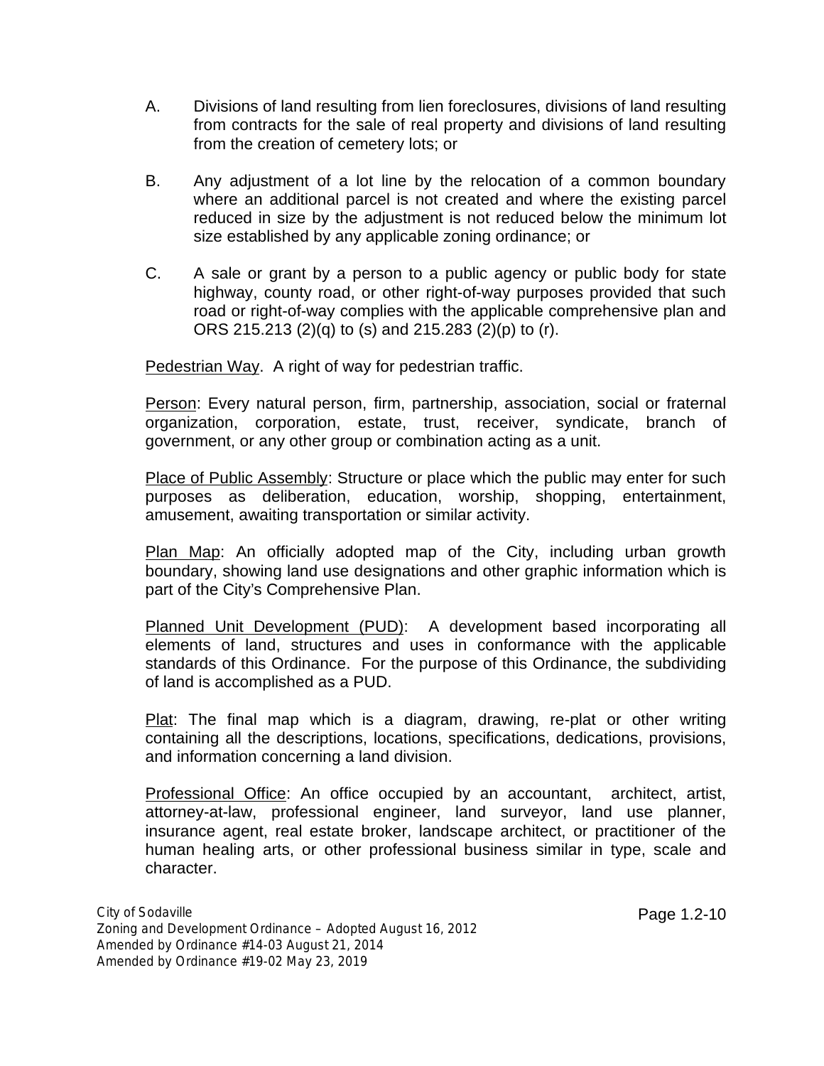A. Divisions of land resulting from lien foreclosures, divisions of land resulting from contracts for the sale of real property and divisions of land resulting from the creation of cemetery lots; or

B. Any adjustment of a lot line by the relocation of a common boundary where an additional parcel is not created and where the existing parcel reduced in size by the adjustment is not reduced below the minimum lot size established by any applicable zoning ordinance; or

C. A sale or grant by a person to a public agency or public body for state highway, county road, or other right-of-way purposes provided that such road or right-of-way complies with the applicable comprehensive plan and ORS 215.213 (2)(q) to (s) and 215.283 (2)(p) to (r).

<u>Pedestrian Way</u>. A right of way for pedestrian traffic.

<u>Person</u>: Every natural person, firm, partnership, association, social or fraternal organization, corporation, estate, trust, receiver, syndicate, branch of government, or any other group or combination acting as a unit.

<u>Place of Public Assembly</u>: Structure or place which the public may enter for such purposes as deliberation, education, worship, shopping, entertainment, amusement, awaiting transportation or similar activity.

<u>Plan Map</u>: An officially adopted map of the City, including urban growth boundary, showing land use designations and other graphic information which is part of the City's Comprehensive Plan.

<u>Planned Unit Development (PUD)</u>: A development based incorporating all elements of land, structures and uses in conformance with the applicable standards of this Ordinance. For the purpose of this Ordinance, the subdividing of land is accomplished as a PUD.

<u>Plat</u>: The final map which is a diagram, drawing, re-plat or other writing containing all the descriptions, locations, specifications, dedications, provisions, and information concerning a land division.

<u>Professional Office</u>: An office occupied by an accountant, architect, artist, attorney-at-law, professional engineer, land surveyor, land use planner, insurance agent, real estate broker, landscape architect, or practitioner of the human healing arts, or other professional business similar in type, scale and character.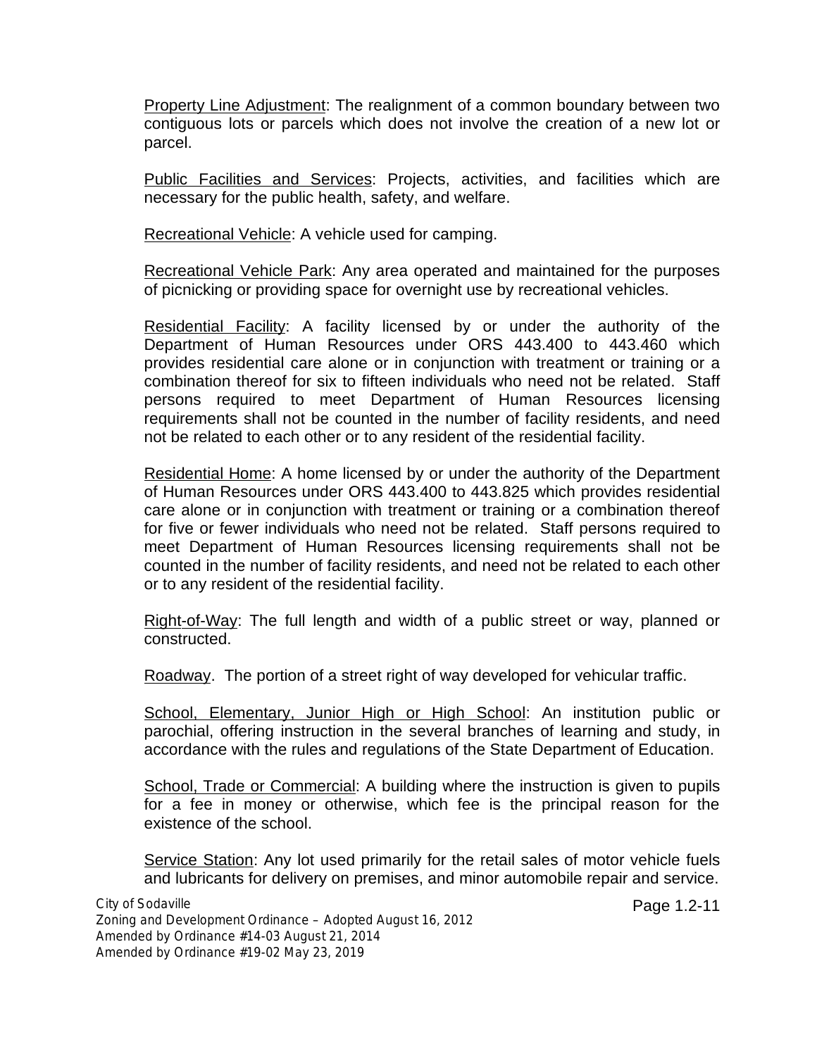Property Line Adjustment: The realignment of a common boundary between two contiguous lots or parcels which does not involve the creation of a new lot or parcel.

Public Facilities and Services: Projects, activities, and facilities which are necessary for the public health, safety, and welfare.

Recreational Vehicle: A vehicle used for camping.

Recreational Vehicle Park: Any area operated and maintained for the purposes of picnicking or providing space for overnight use by recreational vehicles.

Residential Facility: A facility licensed by or under the authority of the Department of Human Resources under ORS 443.400 to 443.460 which provides residential care alone or in conjunction with treatment or training or a combination thereof for six to fifteen individuals who need not be related. Staff persons required to meet Department of Human Resources licensing requirements shall not be counted in the number of facility residents, and need not be related to each other or to any resident of the residential facility.

Residential Home: A home licensed by or under the authority of the Department of Human Resources under ORS 443.400 to 443.825 which provides residential care alone or in conjunction with treatment or training or a combination thereof for five or fewer individuals who need not be related. Staff persons required to meet Department of Human Resources licensing requirements shall not be counted in the number of facility residents, and need not be related to each other or to any resident of the residential facility.

Right-of-Way: The full length and width of a public street or way, planned or constructed.

Roadway. The portion of a street right of way developed for vehicular traffic.

School, Elementary, Junior High or High School: An institution public or parochial, offering instruction in the several branches of learning and study, in accordance with the rules and regulations of the State Department of Education.

School, Trade or Commercial: A building where the instruction is given to pupils for a fee in money or otherwise, which fee is the principal reason for the existence of the school.

Service Station: Any lot used primarily for the retail sales of motor vehicle fuels and lubricants for delivery on premises, and minor automobile repair and service.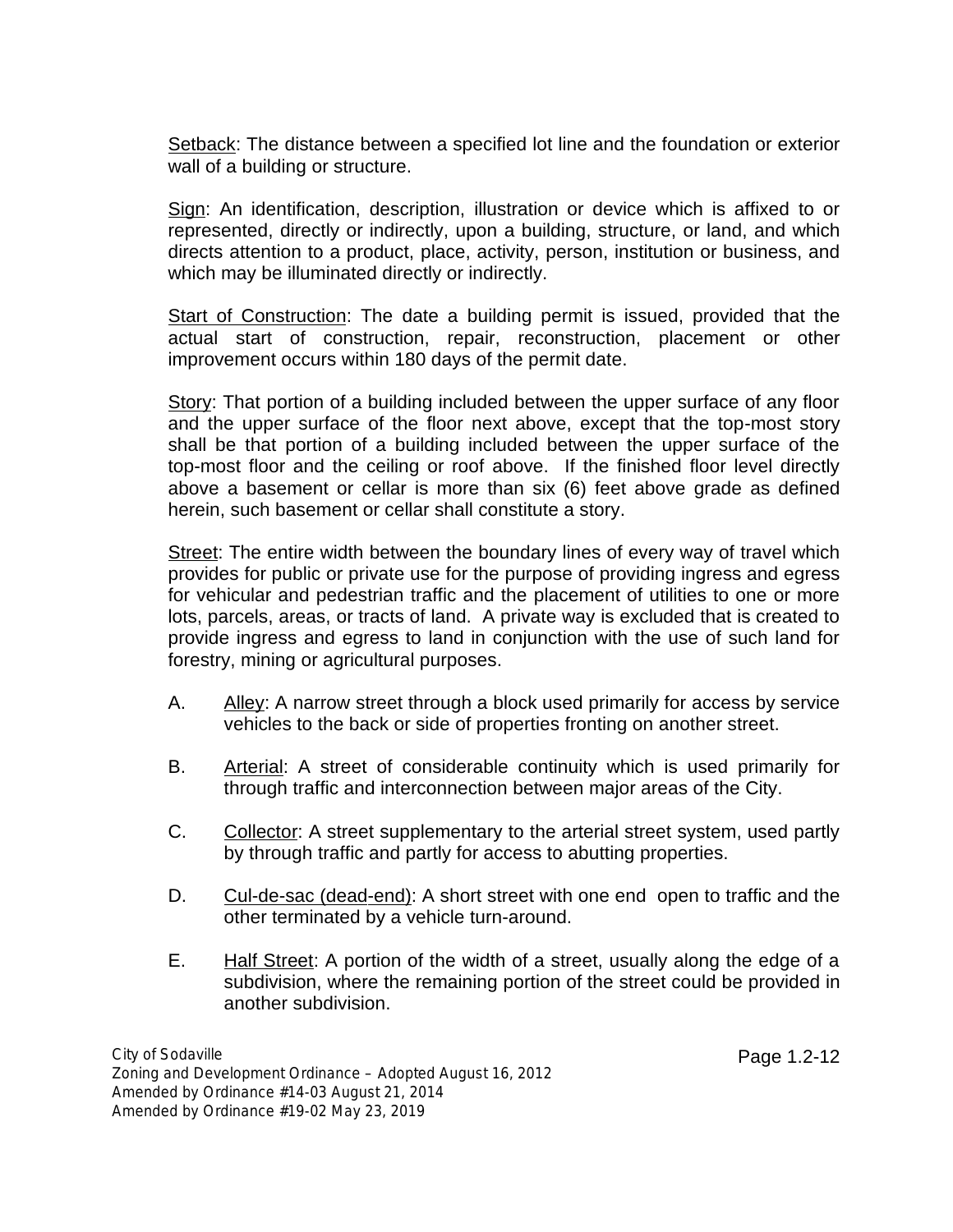Setback: The distance between a specified lot line and the foundation or exterior wall of a building or structure.

Sign: An identification, description, illustration or device which is affixed to or represented, directly or indirectly, upon a building, structure, or land, and which directs attention to a product, place, activity, person, institution or business, and which may be illuminated directly or indirectly.

Start of Construction: The date a building permit is issued, provided that the actual start of construction, repair, reconstruction, placement or other improvement occurs within 180 days of the permit date.

Story: That portion of a building included between the upper surface of any floor and the upper surface of the floor next above, except that the top-most story shall be that portion of a building included between the upper surface of the top-most floor and the ceiling or roof above. If the finished floor level directly above a basement or cellar is more than six (6) feet above grade as defined herein, such basement or cellar shall constitute a story.

Street: The entire width between the boundary lines of every way of travel which provides for public or private use for the purpose of providing ingress and egress for vehicular and pedestrian traffic and the placement of utilities to one or more lots, parcels, areas, or tracts of land. A private way is excluded that is created to provide ingress and egress to land in conjunction with the use of such land for forestry, mining or agricultural purposes.

A. Alley: A narrow street through a block used primarily for access by service vehicles to the back or side of properties fronting on another street.

B. Arterial: A street of considerable continuity which is used primarily for through traffic and interconnection between major areas of the City.

C. Collector: A street supplementary to the arterial street system, used partly by through traffic and partly for access to abutting properties.

D. Cul-de-sac (dead-end): A short street with one end open to traffic and the other terminated by a vehicle turn-around.

E. Half Street: A portion of the width of a street, usually along the edge of a subdivision, where the remaining portion of the street could be provided in another subdivision.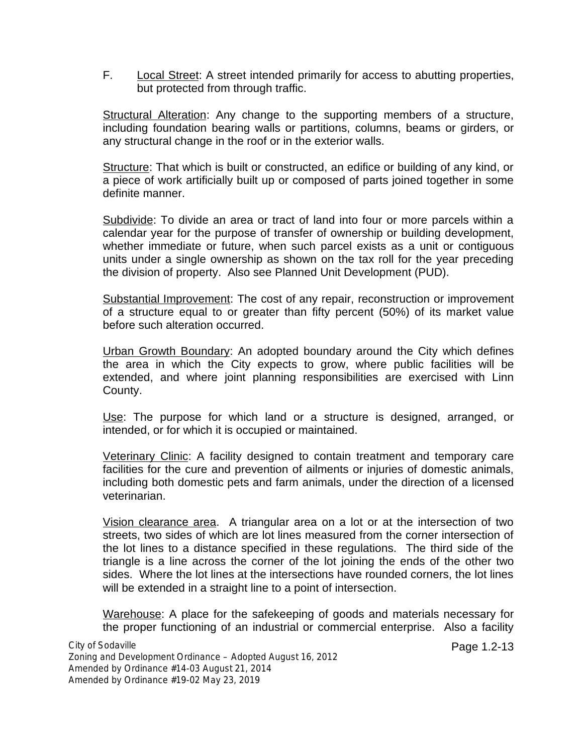F. <u>Local Street</u>: A street intended primarily for access to abutting properties, but protected from through traffic.

<u>Structural Alteration</u>: Any change to the supporting members of a structure, including foundation bearing walls or partitions, columns, beams or girders, or any structural change in the roof or in the exterior walls.

<u>Structure</u>: That which is built or constructed, an edifice or building of any kind, or a piece of work artificially built up or composed of parts joined together in some definite manner.

<u>Subdivide</u>: To divide an area or tract of land into four or more parcels within a calendar year for the purpose of transfer of ownership or building development, whether immediate or future, when such parcel exists as a unit or contiguous units under a single ownership as shown on the tax roll for the year preceding the division of property. Also see Planned Unit Development (PUD).

<u>Substantial Improvement</u>: The cost of any repair, reconstruction or improvement of a structure equal to or greater than fifty percent (50%) of its market value before such alteration occurred.

<u>Urban Growth Boundary</u>: An adopted boundary around the City which defines the area in which the City expects to grow, where public facilities will be extended, and where joint planning responsibilities are exercised with Linn County.

<u>Use</u>: The purpose for which land or a structure is designed, arranged, or intended, or for which it is occupied or maintained.

<u>Veterinary Clinic</u>: A facility designed to contain treatment and temporary care facilities for the cure and prevention of ailments or injuries of domestic animals, including both domestic pets and farm animals, under the direction of a licensed veterinarian.

<u>Vision clearance area</u>. A triangular area on a lot or at the intersection of two streets, two sides of which are lot lines measured from the corner intersection of the lot lines to a distance specified in these regulations. The third side of the triangle is a line across the corner of the lot joining the ends of the other two sides. Where the lot lines at the intersections have rounded corners, the lot lines will be extended in a straight line to a point of intersection.

<u>Warehouse</u>: A place for the safekeeping of goods and materials necessary for the proper functioning of an industrial or commercial enterprise. Also a facility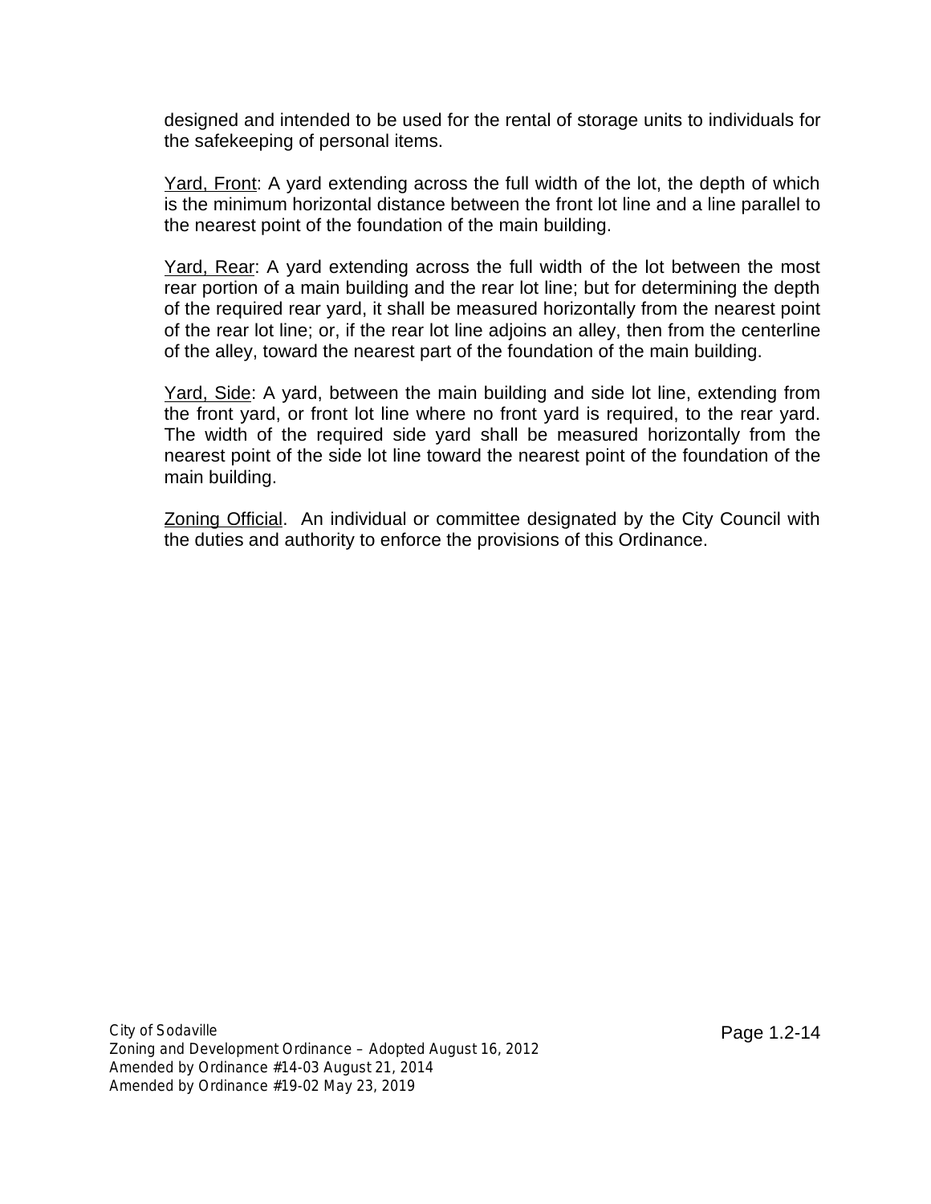designed and intended to be used for the rental of storage units to individuals for the safekeeping of personal items.

Yard, Front: A yard extending across the full width of the lot, the depth of which is the minimum horizontal distance between the front lot line and a line parallel to the nearest point of the foundation of the main building.

Yard, Rear: A yard extending across the full width of the lot between the most rear portion of a main building and the rear lot line; but for determining the depth of the required rear yard, it shall be measured horizontally from the nearest point of the rear lot line; or, if the rear lot line adjoins an alley, then from the centerline of the alley, toward the nearest part of the foundation of the main building.

Yard, Side: A yard, between the main building and side lot line, extending from the front yard, or front lot line where no front yard is required, to the rear yard. The width of the required side yard shall be measured horizontally from the nearest point of the side lot line toward the nearest point of the foundation of the main building.

Zoning Official. An individual or committee designated by the City Council with the duties and authority to enforce the provisions of this Ordinance.